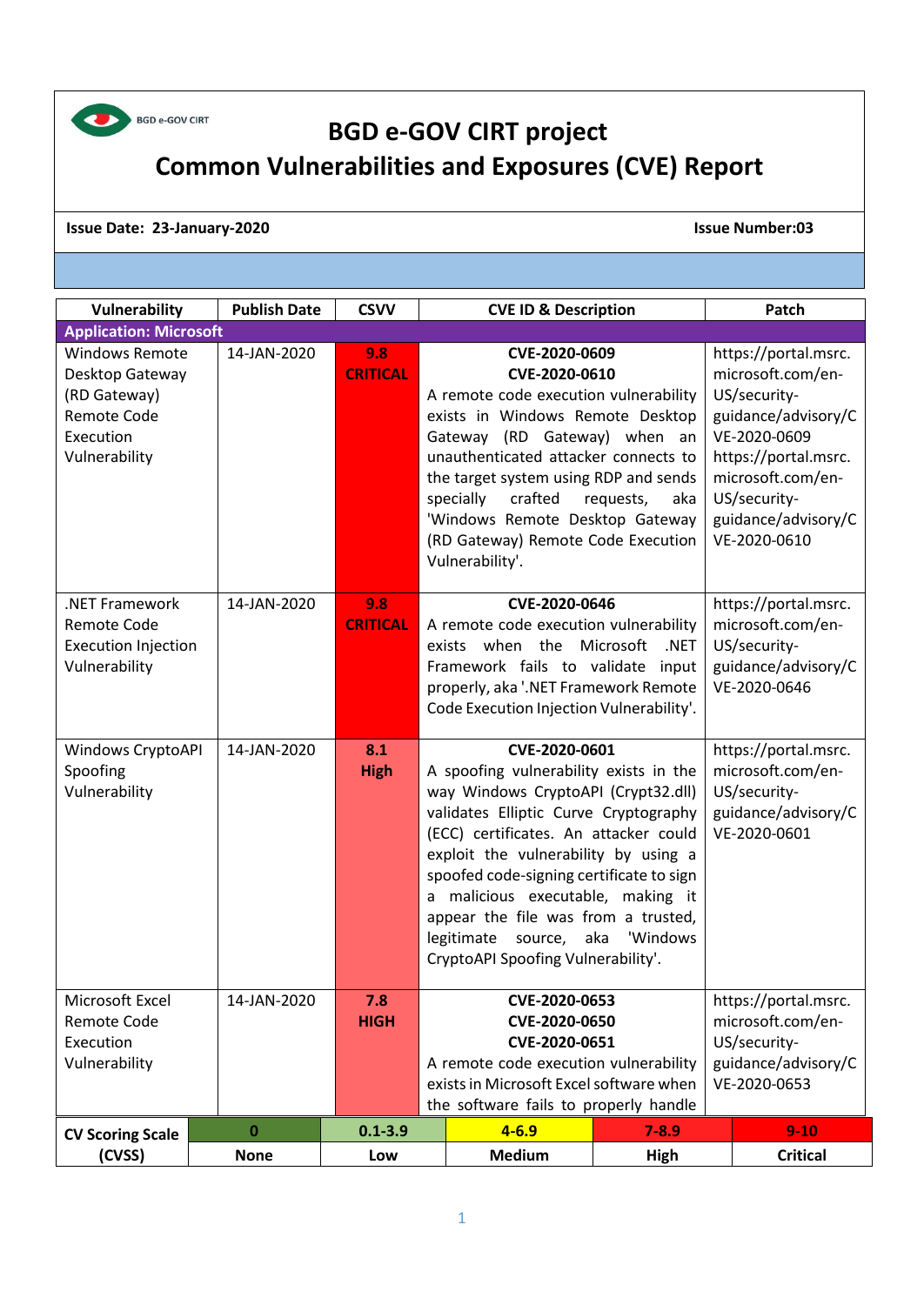BGD e-GOV CIRT

# BGD e-GOV CIRT project

# Common Vulnerabilities and Exposures (CVE) Report

**Issue Date: 23-January-2020** **Issue Number:03**

| Vulnerability | Publish Date | CSVV | CVE ID & Description | Patch |
|---|---|---|---|---|
| **Application: Microsoft** | | | | |
| Windows Remote Desktop Gateway (RD Gateway) Remote Code Execution Vulnerability | 14-JAN-2020 | **9.8 CRITICAL** | **CVE-2020-0609** **CVE-2020-0610** A remote code execution vulnerability exists in Windows Remote Desktop Gateway (RD Gateway) when an unauthenticated attacker connects to the target system using RDP and sends specially crafted requests, aka 'Windows Remote Desktop Gateway (RD Gateway) Remote Code Execution Vulnerability'. | https://portal.msrc.microsoft.com/en-US/security-guidance/advisory/CVE-2020-0609 https://portal.msrc.microsoft.com/en-US/security-guidance/advisory/CVE-2020-0610 |
| .NET Framework Remote Code Execution Injection Vulnerability | 14-JAN-2020 | **9.8 CRITICAL** | **CVE-2020-0646** A remote code execution vulnerability exists when the Microsoft .NET Framework fails to validate input properly, aka '.NET Framework Remote Code Execution Injection Vulnerability'. | https://portal.msrc.microsoft.com/en-US/security-guidance/advisory/CVE-2020-0646 |
| Windows CryptoAPI Spoofing Vulnerability | 14-JAN-2020 | **8.1 High** | **CVE-2020-0601** A spoofing vulnerability exists in the way Windows CryptoAPI (Crypt32.dll) validates Elliptic Curve Cryptography (ECC) certificates. An attacker could exploit the vulnerability by using a spoofed code-signing certificate to sign a malicious executable, making it appear the file was from a trusted, legitimate source, aka 'Windows CryptoAPI Spoofing Vulnerability'. | https://portal.msrc.microsoft.com/en-US/security-guidance/advisory/CVE-2020-0601 |
| Microsoft Excel Remote Code Execution Vulnerability | 14-JAN-2020 | **7.8 HIGH** | **CVE-2020-0653** **CVE-2020-0650** **CVE-2020-0651** A remote code execution vulnerability exists in Microsoft Excel software when the software fails to properly handle | https://portal.msrc.microsoft.com/en-US/security-guidance/advisory/CVE-2020-0653 |

| **CV Scoring Scale (CVSS)** | **0** | **0.1-3.9** | **4-6.9** | **7-8.9** | **9-10** |
|---|---|---|---|---|---|
| | **None** | **Low** | **Medium** | **High** | **Critical** |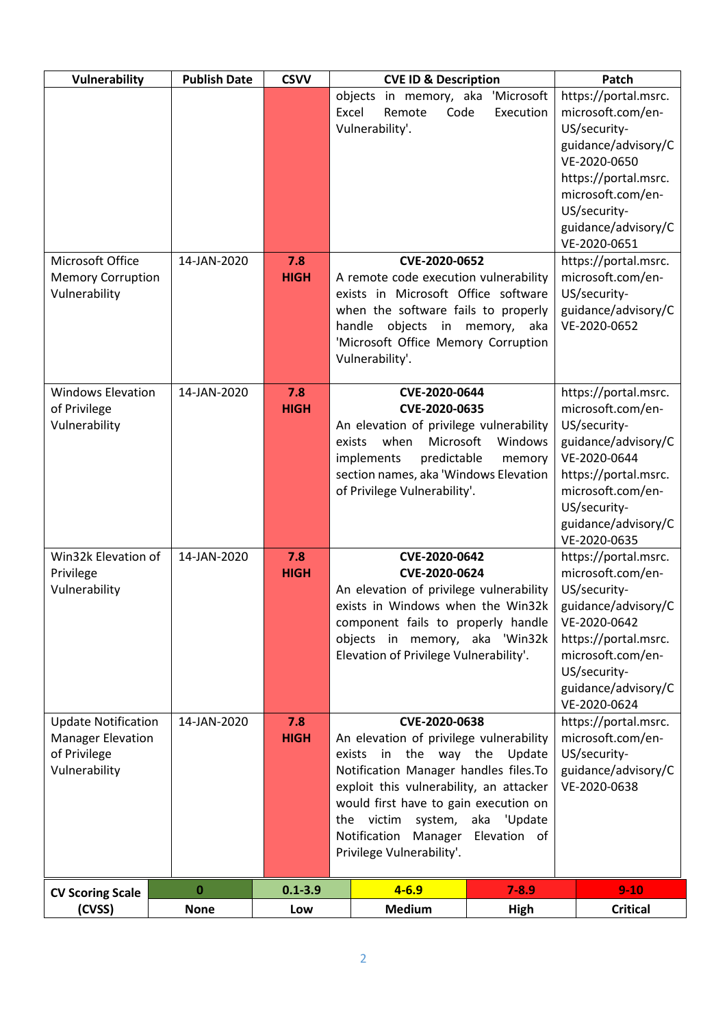| Vulnerability | Publish Date | CSVV | CVE ID & Description | Patch |
|---|---|---|---|---|
| | | | objects in memory, aka 'Microsoft Excel Remote Code Execution Vulnerability'. | https://portal.msrc.microsoft.com/en-US/security-guidance/advisory/CVE-2020-0650 https://portal.msrc.microsoft.com/en-US/security-guidance/advisory/CVE-2020-0651 |
| Microsoft Office Memory Corruption Vulnerability | 14-JAN-2020 | **7.8 HIGH** | **CVE-2020-0652** A remote code execution vulnerability exists in Microsoft Office software when the software fails to properly handle objects in memory, aka 'Microsoft Office Memory Corruption Vulnerability'. | https://portal.msrc.microsoft.com/en-US/security-guidance/advisory/CVE-2020-0652 |
| Windows Elevation of Privilege Vulnerability | 14-JAN-2020 | **7.8 HIGH** | **CVE-2020-0644** **CVE-2020-0635** An elevation of privilege vulnerability exists when Microsoft Windows implements predictable memory section names, aka 'Windows Elevation of Privilege Vulnerability'. | https://portal.msrc.microsoft.com/en-US/security-guidance/advisory/CVE-2020-0644 https://portal.msrc.microsoft.com/en-US/security-guidance/advisory/CVE-2020-0635 |
| Win32k Elevation of Privilege Vulnerability | 14-JAN-2020 | **7.8 HIGH** | **CVE-2020-0642** **CVE-2020-0624** An elevation of privilege vulnerability exists in Windows when the Win32k component fails to properly handle objects in memory, aka 'Win32k Elevation of Privilege Vulnerability'. | https://portal.msrc.microsoft.com/en-US/security-guidance/advisory/CVE-2020-0642 https://portal.msrc.microsoft.com/en-US/security-guidance/advisory/CVE-2020-0624 |
| Update Notification Manager Elevation of Privilege Vulnerability | 14-JAN-2020 | **7.8 HIGH** | **CVE-2020-0638** An elevation of privilege vulnerability exists in the way the Update Notification Manager handles files.To exploit this vulnerability, an attacker would first have to gain execution on the victim system, aka 'Update Notification Manager Elevation of Privilege Vulnerability'. | https://portal.msrc.microsoft.com/en-US/security-guidance/advisory/CVE-2020-0638 |

| CV Scoring Scale (CVSS) | 0 | 0.1-3.9 | 4-6.9 | 7-8.9 | 9-10 |
|---|---|---|---|---|---|
| | **None** | **Low** | **Medium** | **High** | **Critical** |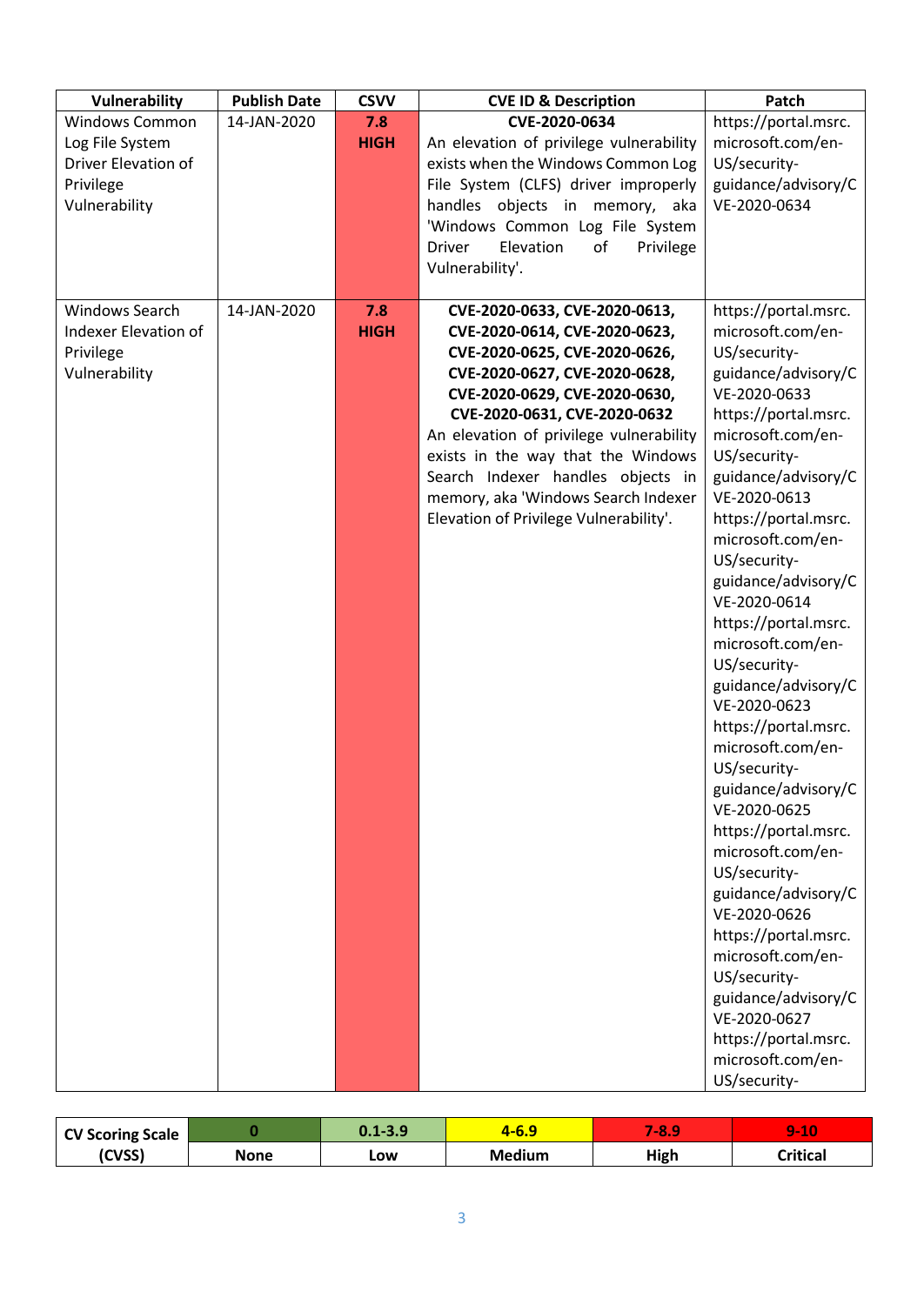| Vulnerability | Publish Date | CSVV | CVE ID & Description | Patch |
|---|---|---|---|---|
| Windows Common Log File System Driver Elevation of Privilege Vulnerability | 14-JAN-2020 | **7.8 HIGH** | **CVE-2020-0634** An elevation of privilege vulnerability exists when the Windows Common Log File System (CLFS) driver improperly handles objects in memory, aka 'Windows Common Log File System Driver Elevation of Privilege Vulnerability'. | https://portal.msrc.microsoft.com/en-US/security-guidance/advisory/CVE-2020-0634 |
| Windows Search Indexer Elevation of Privilege Vulnerability | 14-JAN-2020 | **7.8 HIGH** | **CVE-2020-0633, CVE-2020-0613, CVE-2020-0614, CVE-2020-0623, CVE-2020-0625, CVE-2020-0626, CVE-2020-0627, CVE-2020-0628, CVE-2020-0629, CVE-2020-0630, CVE-2020-0631, CVE-2020-0632** An elevation of privilege vulnerability exists in the way that the Windows Search Indexer handles objects in memory, aka 'Windows Search Indexer Elevation of Privilege Vulnerability'. | https://portal.msrc.microsoft.com/en-US/security-guidance/advisory/CVE-2020-0633 https://portal.msrc.microsoft.com/en-US/security-guidance/advisory/CVE-2020-0613 https://portal.msrc.microsoft.com/en-US/security-guidance/advisory/CVE-2020-0614 https://portal.msrc.microsoft.com/en-US/security-guidance/advisory/CVE-2020-0623 https://portal.msrc.microsoft.com/en-US/security-guidance/advisory/CVE-2020-0625 https://portal.msrc.microsoft.com/en-US/security-guidance/advisory/CVE-2020-0626 https://portal.msrc.microsoft.com/en-US/security-guidance/advisory/CVE-2020-0627 https://portal.msrc.microsoft.com/en-US/security- |

| CV Scoring Scale (CVSS) | 0 | 0.1-3.9 | 4-6.9 | 7-8.9 | 9-10 |
|---|---|---|---|---|---|
| | None | Low | Medium | High | Critical |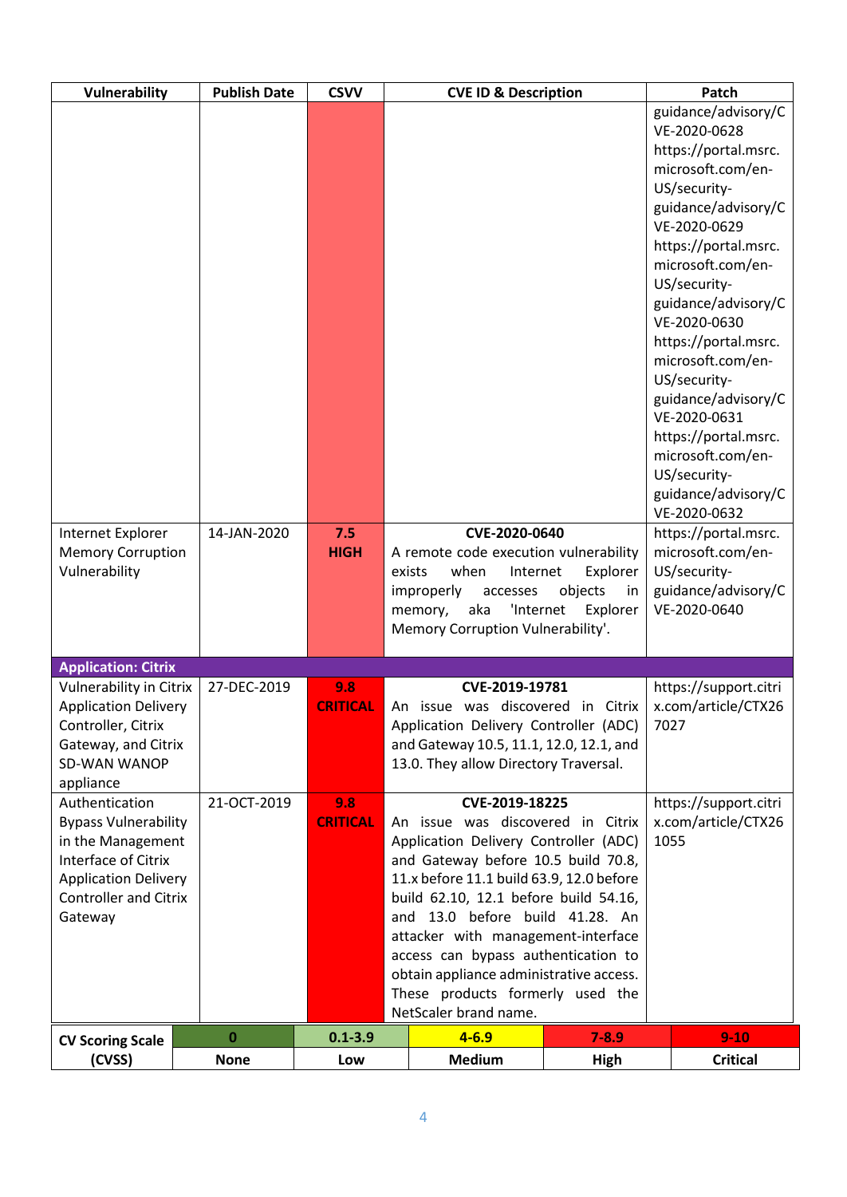| Vulnerability | Publish Date | CSVV | CVE ID & Description | Patch |
|---|---|---|---|---|
| | | | | guidance/advisory/CVE-2020-0628 https://portal.msrc.microsoft.com/en-US/security-guidance/advisory/CVE-2020-0629 https://portal.msrc.microsoft.com/en-US/security-guidance/advisory/CVE-2020-0630 https://portal.msrc.microsoft.com/en-US/security-guidance/advisory/CVE-2020-0631 https://portal.msrc.microsoft.com/en-US/security-guidance/advisory/CVE-2020-0632 |
| Internet Explorer Memory Corruption Vulnerability | 14-JAN-2020 | **7.5 HIGH** | **CVE-2020-0640** A remote code execution vulnerability exists when Internet Explorer improperly accesses objects in memory, aka 'Internet Explorer Memory Corruption Vulnerability'. | https://portal.msrc.microsoft.com/en-US/security-guidance/advisory/CVE-2020-0640 |
| **Application: Citrix** | | | | |
| Vulnerability in Citrix Application Delivery Controller, Citrix Gateway, and Citrix SD-WAN WANOP appliance | 27-DEC-2019 | **9.8 CRITICAL** | **CVE-2019-19781** An issue was discovered in Citrix Application Delivery Controller (ADC) and Gateway 10.5, 11.1, 12.0, 12.1, and 13.0. They allow Directory Traversal. | https://support.citrix.com/article/CTX267027 |
| Authentication Bypass Vulnerability in the Management Interface of Citrix Application Delivery Controller and Citrix Gateway | 21-OCT-2019 | **9.8 CRITICAL** | **CVE-2019-18225** An issue was discovered in Citrix Application Delivery Controller (ADC) and Gateway before 10.5 build 70.8, 11.x before 11.1 build 63.9, 12.0 before build 62.10, 12.1 before build 54.16, and 13.0 before build 41.28. An attacker with management-interface access can bypass authentication to obtain appliance administrative access. These products formerly used the NetScaler brand name. | https://support.citrix.com/article/CTX261055 |

| CV Scoring Scale (CVSS) | 0 | 0.1-3.9 | 4-6.9 | 7-8.9 | 9-10 |
|---|---|---|---|---|---|
| | None | Low | Medium | High | Critical |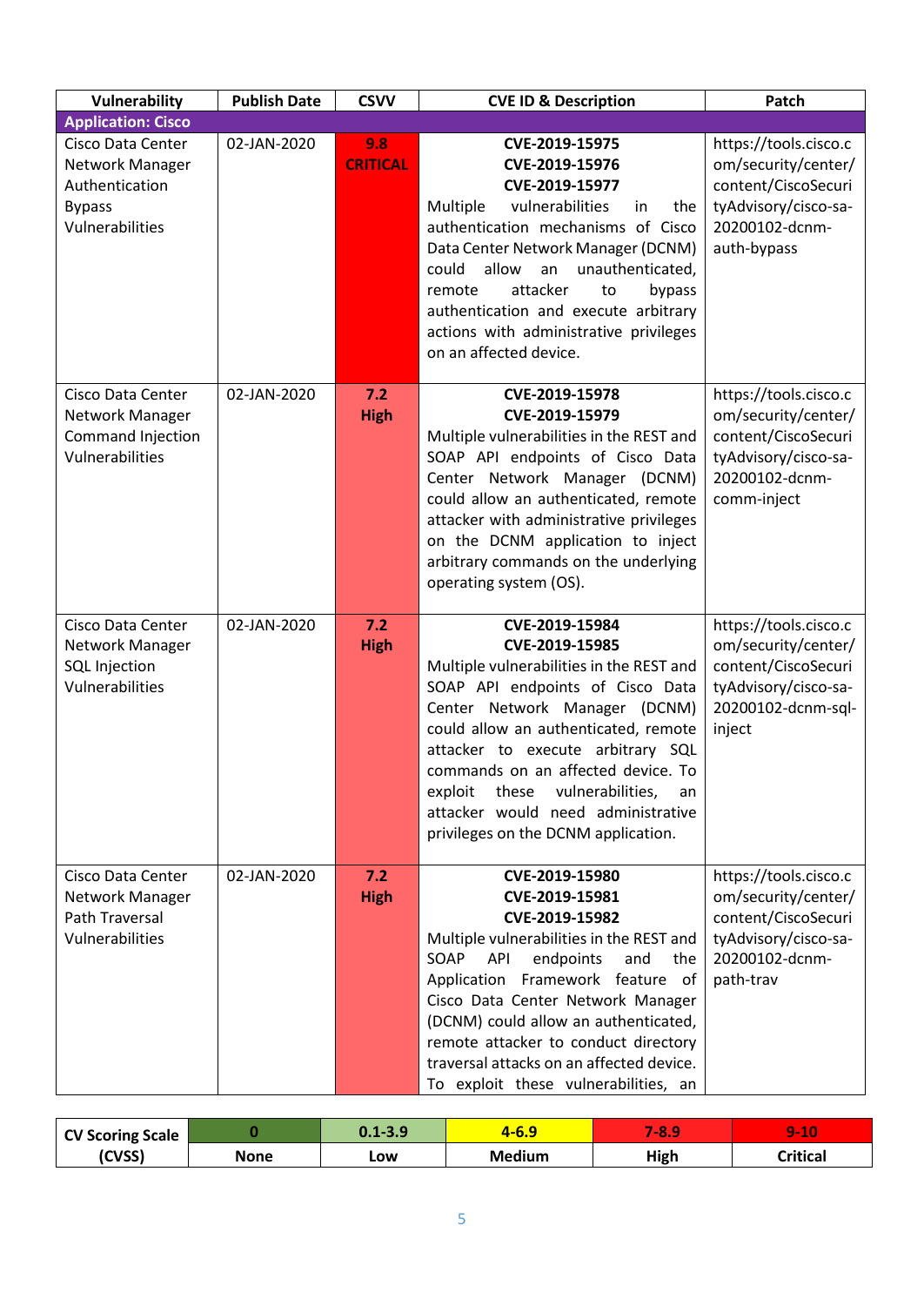| Vulnerability | Publish Date | CSVV | CVE ID & Description | Patch |
|---|---|---|---|---|
| **Application: Cisco** | | | | |
| Cisco Data Center Network Manager Authentication Bypass Vulnerabilities | 02-JAN-2020 | **9.8 CRITICAL** | **CVE-2019-15975**<br>**CVE-2019-15976**<br>**CVE-2019-15977**<br>Multiple vulnerabilities in the authentication mechanisms of Cisco Data Center Network Manager (DCNM) could allow an unauthenticated, remote attacker to bypass authentication and execute arbitrary actions with administrative privileges on an affected device. | https://tools.cisco.com/security/center/content/CiscoSecurityAdvisory/cisco-sa-20200102-dcnm-auth-bypass |
| Cisco Data Center Network Manager Command Injection Vulnerabilities | 02-JAN-2020 | **7.2 High** | **CVE-2019-15978**<br>**CVE-2019-15979**<br>Multiple vulnerabilities in the REST and SOAP API endpoints of Cisco Data Center Network Manager (DCNM) could allow an authenticated, remote attacker with administrative privileges on the DCNM application to inject arbitrary commands on the underlying operating system (OS). | https://tools.cisco.com/security/center/content/CiscoSecurityAdvisory/cisco-sa-20200102-dcnm-comm-inject |
| Cisco Data Center Network Manager SQL Injection Vulnerabilities | 02-JAN-2020 | **7.2 High** | **CVE-2019-15984**<br>**CVE-2019-15985**<br>Multiple vulnerabilities in the REST and SOAP API endpoints of Cisco Data Center Network Manager (DCNM) could allow an authenticated, remote attacker to execute arbitrary SQL commands on an affected device. To exploit these vulnerabilities, an attacker would need administrative privileges on the DCNM application. | https://tools.cisco.com/security/center/content/CiscoSecurityAdvisory/cisco-sa-20200102-dcnm-sql-inject |
| Cisco Data Center Network Manager Path Traversal Vulnerabilities | 02-JAN-2020 | **7.2 High** | **CVE-2019-15980**<br>**CVE-2019-15981**<br>**CVE-2019-15982**<br>Multiple vulnerabilities in the REST and SOAP API endpoints and the Application Framework feature of Cisco Data Center Network Manager (DCNM) could allow an authenticated, remote attacker to conduct directory traversal attacks on an affected device. To exploit these vulnerabilities, an | https://tools.cisco.com/security/center/content/CiscoSecurityAdvisory/cisco-sa-20200102-dcnm-path-trav |

| CV Scoring Scale (CVSS) | 0 | 0.1-3.9 | 4-6.9 | 7-8.9 | 9-10 |
|---|---|---|---|---|---|
| | None | Low | Medium | High | Critical |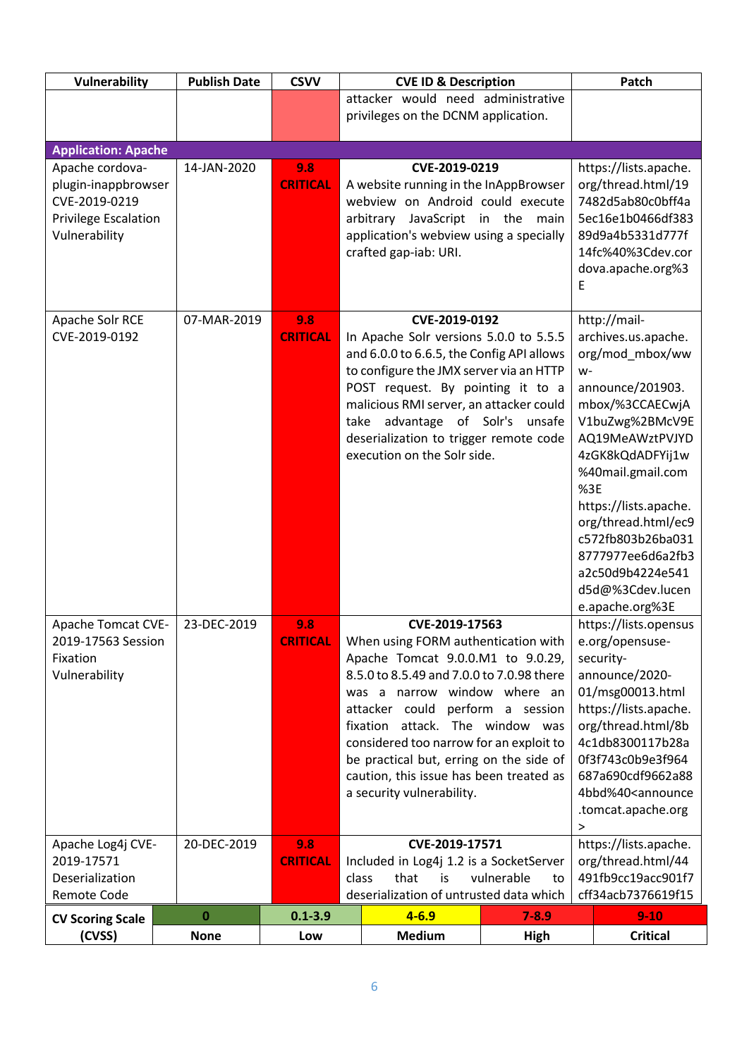| Vulnerability | Publish Date | CSVV | CVE ID & Description | Patch |
|---|---|---|---|---|
| | | | attacker would need administrative privileges on the DCNM application. | |
| **Application: Apache** | | | | |
| Apache cordova-plugin-inappbrowser CVE-2019-0219 Privilege Escalation Vulnerability | 14-JAN-2020 | **9.8 CRITICAL** | **CVE-2019-0219** A website running in the InAppBrowser webview on Android could execute arbitrary JavaScript in the main application's webview using a specially crafted gap-iab: URI. | https://lists.apache.org/thread.html/197482d5ab80c0bff4a5ec16e1b0466df38389d9a4b5331d777f14fc%40%3Cdev.cordova.apache.org%3E |
| Apache Solr RCE CVE-2019-0192 | 07-MAR-2019 | **9.8 CRITICAL** | **CVE-2019-0192** In Apache Solr versions 5.0.0 to 5.5.5 and 6.0.0 to 6.6.5, the Config API allows to configure the JMX server via an HTTP POST request. By pointing it to a malicious RMI server, an attacker could take advantage of Solr's unsafe deserialization to trigger remote code execution on the Solr side. | http://mail-archives.us.apache.org/mod_mbox/www-announce/201903.mbox/%3CCAECwjAV1buZwg%2BMcV9EAQ19MeAWztPVJYD4zGK8kQdADFYij1w%40mail.gmail.com%3E https://lists.apache.org/thread.html/ec9c572fb803b26ba0318777977ee6d6a2fb3a2c50d9b4224e541d5d@%3Cdev.lucene.apache.org%3E |
| Apache Tomcat CVE-2019-17563 Session Fixation Vulnerability | 23-DEC-2019 | **9.8 CRITICAL** | **CVE-2019-17563** When using FORM authentication with Apache Tomcat 9.0.0.M1 to 9.0.29, 8.5.0 to 8.5.49 and 7.0.0 to 7.0.98 there was a narrow window where an attacker could perform a session fixation attack. The window was considered too narrow for an exploit to be practical but, erring on the side of caution, this issue has been treated as a security vulnerability. | https://lists.opensuse.org/opensuse-security-announce/2020-01/msg00013.html https://lists.apache.org/thread.html/8b4c1db8300117b28a0f3f743c0b9e3f964687a690cdf9662a884bbd%40<announce.tomcat.apache.org> |
| Apache Log4j CVE-2019-17571 Deserialization Remote Code | 20-DEC-2019 | **9.8 CRITICAL** | **CVE-2019-17571** Included in Log4j 1.2 is a SocketServer class that is vulnerable to deserialization of untrusted data which | https://lists.apache.org/thread.html/44491fb9cc19acc901f7cff34acb7376619f15 |

| CV Scoring Scale (CVSS) | 0 | 0.1-3.9 | 4-6.9 | 7-8.9 | 9-10 |
|---|---|---|---|---|---|
| | None | Low | Medium | High | Critical |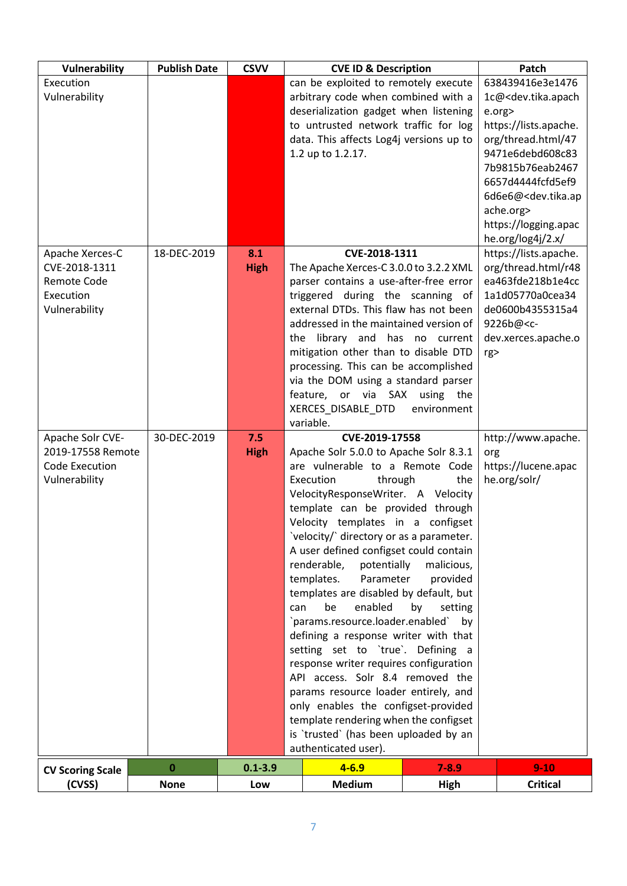| Vulnerability | Publish Date | CSVV | CVE ID & Description | Patch |
|---|---|---|---|---|
| Execution Vulnerability | | | can be exploited to remotely execute arbitrary code when combined with a deserialization gadget when listening to untrusted network traffic for log data. This affects Log4j versions up to 1.2 up to 1.2.17. | 638439416e3e1476 1c@<dev.tika.apache.org> https://lists.apache.org/thread.html/479471e6debd608c837b9815b76eab24676657d4444fcfd5ef96d6e6@<dev.tika.apache.org> https://logging.apache.org/log4j/2.x/ |
| Apache Xerces-C CVE-2018-1311 Remote Code Execution Vulnerability | 18-DEC-2019 | **8.1 High** | **CVE-2018-1311**<br>The Apache Xerces-C 3.0.0 to 3.2.2 XML parser contains a use-after-free error triggered during the scanning of external DTDs. This flaw has not been addressed in the maintained version of the library and has no current mitigation other than to disable DTD processing. This can be accomplished via the DOM using a standard parser feature, or via SAX using the XERCES_DISABLE_DTD environment variable. | https://lists.apache.org/thread.html/r48ea463fde218b1e4cc1a1d05770a0cea34de0600b4355315a49226b@<c-dev.xerces.apache.org> |
| Apache Solr CVE-2019-17558 Remote Code Execution Vulnerability | 30-DEC-2019 | **7.5 High** | **CVE-2019-17558**<br>Apache Solr 5.0.0 to Apache Solr 8.3.1 are vulnerable to a Remote Code Execution through the VelocityResponseWriter. A Velocity template can be provided through Velocity templates in a configset `velocity/` directory or as a parameter. A user defined configset could contain renderable, potentially malicious, templates. Parameter provided templates are disabled by default, but can be enabled by setting `params.resource.loader.enabled` by defining a response writer with that setting set to `true`. Defining a response writer requires configuration API access. Solr 8.4 removed the params resource loader entirely, and only enables the configset-provided template rendering when the configset is `trusted` (has been uploaded by an authenticated user). | http://www.apache.org https://lucene.apache.org/solr/ |

| CV Scoring Scale (CVSS) | 0 | 0.1-3.9 | 4-6.9 | 7-8.9 | 9-10 |
|---|---|---|---|---|---|
| | None | Low | Medium | High | Critical |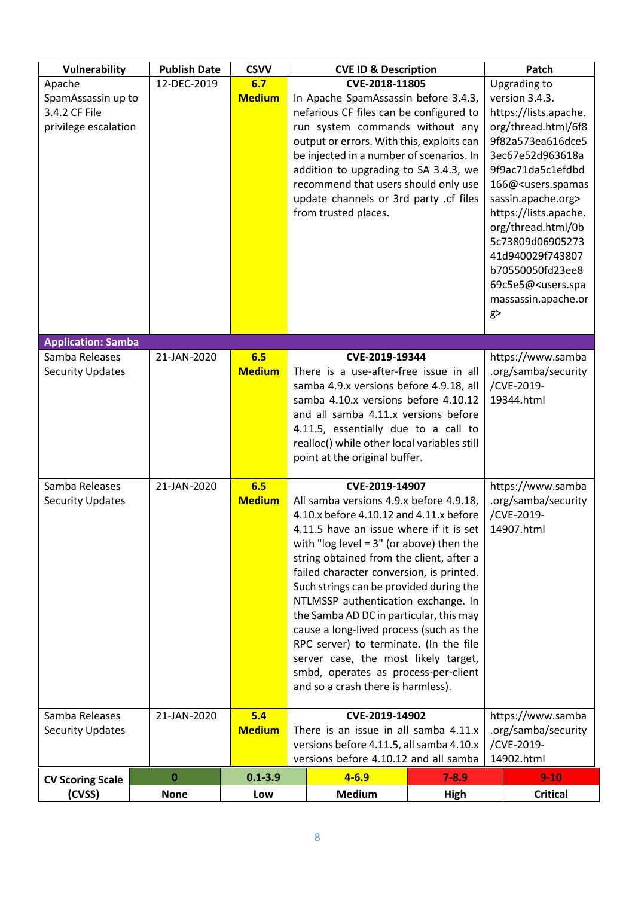| Vulnerability | Publish Date | CSVV | CVE ID & Description | Patch |
|---|---|---|---|---|
| Apache SpamAssassin up to 3.4.2 CF File privilege escalation | 12-DEC-2019 | **6.7 Medium** | **CVE-2018-11805** In Apache SpamAssassin before 3.4.3, nefarious CF files can be configured to run system commands without any output or errors. With this, exploits can be injected in a number of scenarios. In addition to upgrading to SA 3.4.3, we recommend that users should only use update channels or 3rd party .cf files from trusted places. | Upgrading to version 3.4.3. https://lists.apache.org/thread.html/6f89f82a573ea616dce53ec67e52d963618a9f9ac71da5c1efdbd166@<users.spamassassin.apache.org> https://lists.apache.org/thread.html/0b5c73809d0690527341d940029f743807b70550050fd23ee869c5e5@<users.spamassassin.apache.org> |
| **Application: Samba** | | | | |
| Samba Releases Security Updates | 21-JAN-2020 | **6.5 Medium** | **CVE-2019-19344** There is a use-after-free issue in all samba 4.9.x versions before 4.9.18, all samba 4.10.x versions before 4.10.12 and all samba 4.11.x versions before 4.11.5, essentially due to a call to realloc() while other local variables still point at the original buffer. | https://www.samba.org/samba/security/CVE-2019-19344.html |
| Samba Releases Security Updates | 21-JAN-2020 | **6.5 Medium** | **CVE-2019-14907** All samba versions 4.9.x before 4.9.18, 4.10.x before 4.10.12 and 4.11.x before 4.11.5 have an issue where if it is set with "log level = 3" (or above) then the string obtained from the client, after a failed character conversion, is printed. Such strings can be provided during the NTLMSSP authentication exchange. In the Samba AD DC in particular, this may cause a long-lived process (such as the RPC server) to terminate. (In the file server case, the most likely target, smbd, operates as process-per-client and so a crash there is harmless). | https://www.samba.org/samba/security/CVE-2019-14907.html |
| Samba Releases Security Updates | 21-JAN-2020 | **5.4 Medium** | **CVE-2019-14902** There is an issue in all samba 4.11.x versions before 4.11.5, all samba 4.10.x versions before 4.10.12 and all samba | https://www.samba.org/samba/security/CVE-2019-14902.html |

| CV Scoring Scale (CVSS) | 0 | 0.1-3.9 | 4-6.9 | 7-8.9 | 9-10 |
|---|---|---|---|---|---|
| | None | Low | Medium | High | Critical |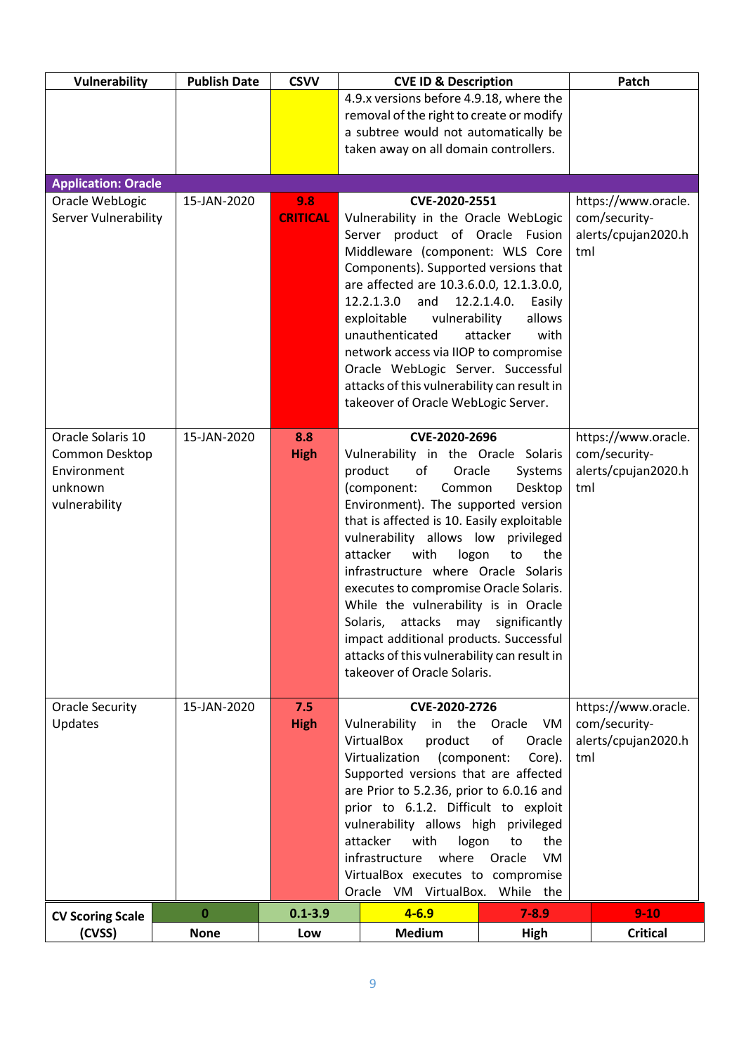| Vulnerability | Publish Date | CSVV | CVE ID & Description | Patch |
|---|---|---|---|---|
| | | | 4.9.x versions before 4.9.18, where the removal of the right to create or modify a subtree would not automatically be taken away on all domain controllers. | |
| **Application: Oracle** | | | | |
| Oracle WebLogic Server Vulnerability | 15-JAN-2020 | **9.8 CRITICAL** | **CVE-2020-2551** Vulnerability in the Oracle WebLogic Server product of Oracle Fusion Middleware (component: WLS Core Components). Supported versions that are affected are 10.3.6.0.0, 12.1.3.0.0, 12.2.1.3.0 and 12.2.1.4.0. Easily exploitable vulnerability allows unauthenticated attacker with network access via IIOP to compromise Oracle WebLogic Server. Successful attacks of this vulnerability can result in takeover of Oracle WebLogic Server. | https://www.oracle.com/security-alerts/cpujan2020.html |
| Oracle Solaris 10 Common Desktop Environment unknown vulnerability | 15-JAN-2020 | **8.8 High** | **CVE-2020-2696** Vulnerability in the Oracle Solaris product of Oracle Systems (component: Common Desktop Environment). The supported version that is affected is 10. Easily exploitable vulnerability allows low privileged attacker with logon to the infrastructure where Oracle Solaris executes to compromise Oracle Solaris. While the vulnerability is in Oracle Solaris, attacks may significantly impact additional products. Successful attacks of this vulnerability can result in takeover of Oracle Solaris. | https://www.oracle.com/security-alerts/cpujan2020.html |
| Oracle Security Updates | 15-JAN-2020 | **7.5 High** | **CVE-2020-2726** Vulnerability in the Oracle VM VirtualBox product of Oracle Virtualization (component: Core). Supported versions that are affected are Prior to 5.2.36, prior to 6.0.16 and prior to 6.1.2. Difficult to exploit vulnerability allows high privileged attacker with logon to the infrastructure where Oracle VM VirtualBox executes to compromise Oracle VM VirtualBox. While the | https://www.oracle.com/security-alerts/cpujan2020.html |

| CV Scoring Scale (CVSS) | 0 | 0.1-3.9 | 4-6.9 | 7-8.9 | 9-10 |
|---|---|---|---|---|---|
| | None | Low | Medium | High | Critical |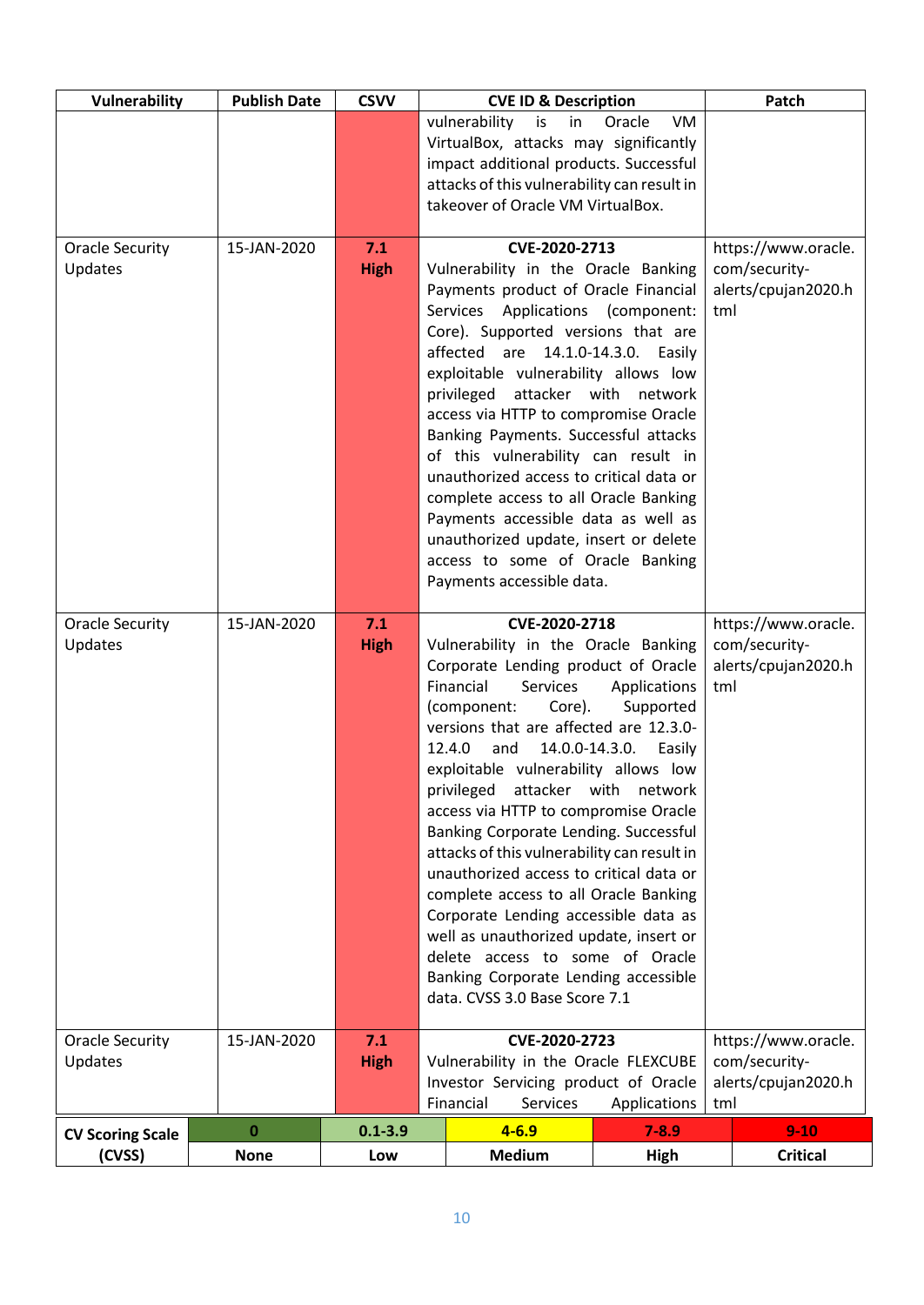| Vulnerability | Publish Date | CSVV | CVE ID & Description | Patch |
|---|---|---|---|---|
| | | | vulnerability is in Oracle VM VirtualBox, attacks may significantly impact additional products. Successful attacks of this vulnerability can result in takeover of Oracle VM VirtualBox. | |
| Oracle Security Updates | 15-JAN-2020 | **7.1 High** | **CVE-2020-2713** Vulnerability in the Oracle Banking Payments product of Oracle Financial Services Applications (component: Core). Supported versions that are affected are 14.1.0-14.3.0. Easily exploitable vulnerability allows low privileged attacker with network access via HTTP to compromise Oracle Banking Payments. Successful attacks of this vulnerability can result in unauthorized access to critical data or complete access to all Oracle Banking Payments accessible data as well as unauthorized update, insert or delete access to some of Oracle Banking Payments accessible data. | https://www.oracle.com/security-alerts/cpujan2020.html |
| Oracle Security Updates | 15-JAN-2020 | **7.1 High** | **CVE-2020-2718** Vulnerability in the Oracle Banking Corporate Lending product of Oracle Financial Services Applications (component: Core). Supported versions that are affected are 12.3.0-12.4.0 and 14.0.0-14.3.0. Easily exploitable vulnerability allows low privileged attacker with network access via HTTP to compromise Oracle Banking Corporate Lending. Successful attacks of this vulnerability can result in unauthorized access to critical data or complete access to all Oracle Banking Corporate Lending accessible data as well as unauthorized update, insert or delete access to some of Oracle Banking Corporate Lending accessible data. CVSS 3.0 Base Score 7.1 | https://www.oracle.com/security-alerts/cpujan2020.html |
| Oracle Security Updates | 15-JAN-2020 | **7.1 High** | **CVE-2020-2723** Vulnerability in the Oracle FLEXCUBE Investor Servicing product of Oracle Financial Services Applications | https://www.oracle.com/security-alerts/cpujan2020.html |

| **CV Scoring Scale (CVSS)** | **0** | **0.1-3.9** | **4-6.9** | **7-8.9** | **9-10** |
|---|---|---|---|---|---|
| | **None** | **Low** | **Medium** | **High** | **Critical** |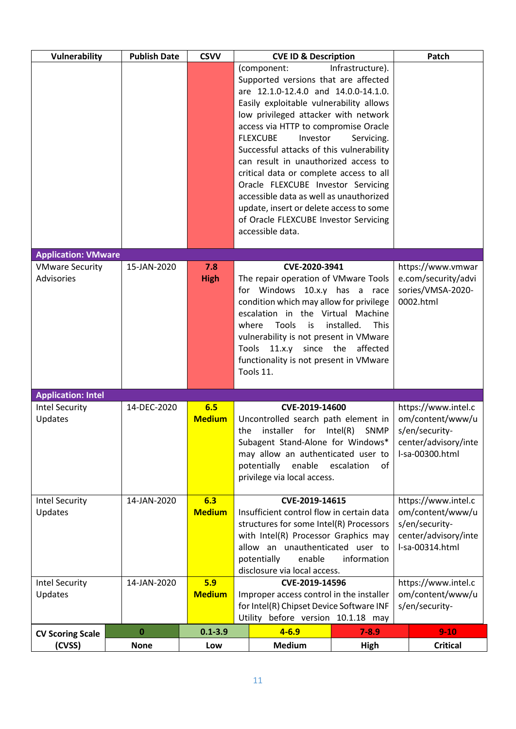| Vulnerability | Publish Date | CSVV | CVE ID & Description | Patch |
|---|---|---|---|---|
| | | | (component: Infrastructure). Supported versions that are affected are 12.1.0-12.4.0 and 14.0.0-14.1.0. Easily exploitable vulnerability allows low privileged attacker with network access via HTTP to compromise Oracle FLEXCUBE Investor Servicing. Successful attacks of this vulnerability can result in unauthorized access to critical data or complete access to all Oracle FLEXCUBE Investor Servicing accessible data as well as unauthorized update, insert or delete access to some of Oracle FLEXCUBE Investor Servicing accessible data. | |
| **Application: VMware** | | | | |
| VMware Security Advisories | 15-JAN-2020 | **7.8 High** | **CVE-2020-3941** The repair operation of VMware Tools for Windows 10.x.y has a race condition which may allow for privilege escalation in the Virtual Machine where Tools is installed. This vulnerability is not present in VMware Tools 11.x.y since the affected functionality is not present in VMware Tools 11. | https://www.vmware.com/security/advisories/VMSA-2020-0002.html |
| **Application: Intel** | | | | |
| Intel Security Updates | 14-DEC-2020 | **6.5 Medium** | **CVE-2019-14600** Uncontrolled search path element in the installer for Intel(R) SNMP Subagent Stand-Alone for Windows* may allow an authenticated user to potentially enable escalation of privilege via local access. | https://www.intel.com/content/www/us/en/security-center/advisory/intel-sa-00300.html |
| Intel Security Updates | 14-JAN-2020 | **6.3 Medium** | **CVE-2019-14615** Insufficient control flow in certain data structures for some Intel(R) Processors with Intel(R) Processor Graphics may allow an unauthenticated user to potentially enable information disclosure via local access. | https://www.intel.com/content/www/us/en/security-center/advisory/intel-sa-00314.html |
| Intel Security Updates | 14-JAN-2020 | **5.9 Medium** | **CVE-2019-14596** Improper access control in the installer for Intel(R) Chipset Device Software INF Utility before version 10.1.18 may | https://www.intel.com/content/www/us/en/security- |

| CV Scoring Scale (CVSS) | 0 | 0.1-3.9 | 4-6.9 | 7-8.9 | 9-10 |
|---|---|---|---|---|---|
| | None | Low | Medium | High | Critical |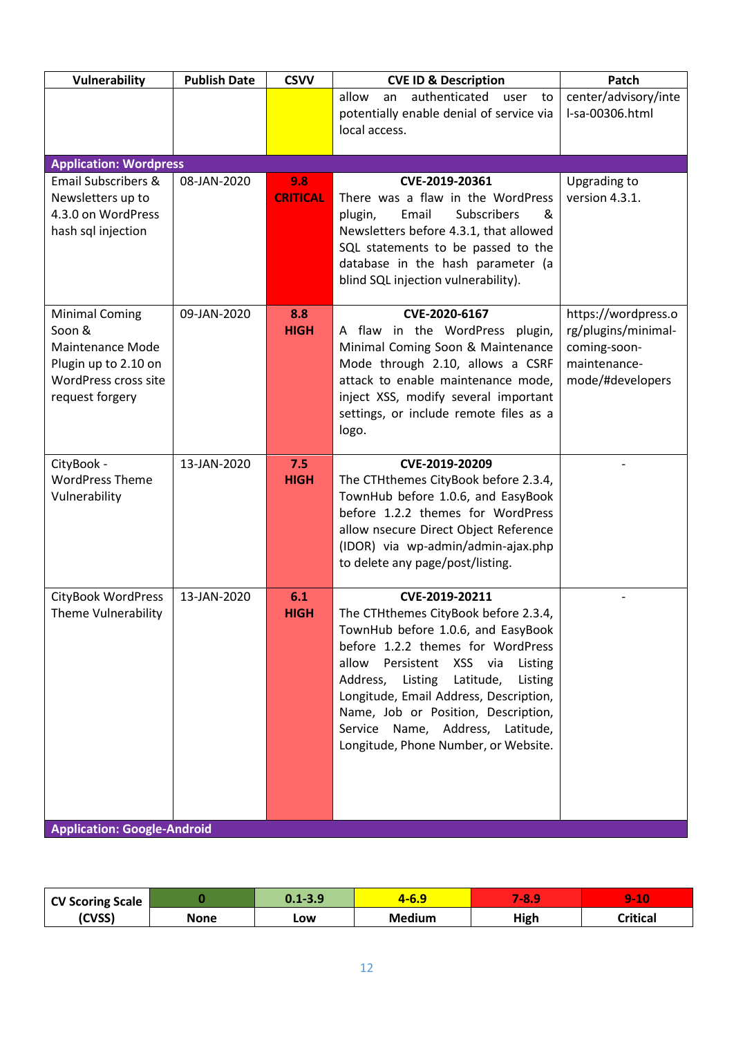| Vulnerability | Publish Date | CSVV | CVE ID & Description | Patch |
|---|---|---|---|---|
| | | | allow an authenticated user to potentially enable denial of service via local access. | center/advisory/intel-sa-00306.html |
| **Application: Wordpress** | | | | |
| Email Subscribers & Newsletters up to 4.3.0 on WordPress hash sql injection | 08-JAN-2020 | **9.8 CRITICAL** | **CVE-2019-20361** There was a flaw in the WordPress plugin, Email Subscribers & Newsletters before 4.3.1, that allowed SQL statements to be passed to the database in the hash parameter (a blind SQL injection vulnerability). | Upgrading to version 4.3.1. |
| Minimal Coming Soon & Maintenance Mode Plugin up to 2.10 on WordPress cross site request forgery | 09-JAN-2020 | **8.8 HIGH** | **CVE-2020-6167** A flaw in the WordPress plugin, Minimal Coming Soon & Maintenance Mode through 2.10, allows a CSRF attack to enable maintenance mode, inject XSS, modify several important settings, or include remote files as a logo. | https://wordpress.org/plugins/minimal-coming-soon-maintenance-mode/#developers |
| CityBook - WordPress Theme Vulnerability | 13-JAN-2020 | **7.5 HIGH** | **CVE-2019-20209** The CTHthemes CityBook before 2.3.4, TownHub before 1.0.6, and EasyBook before 1.2.2 themes for WordPress allow nsecure Direct Object Reference (IDOR) via wp-admin/admin-ajax.php to delete any page/post/listing. | - |
| CityBook WordPress Theme Vulnerability | 13-JAN-2020 | **6.1 HIGH** | **CVE-2019-20211** The CTHthemes CityBook before 2.3.4, TownHub before 1.0.6, and EasyBook before 1.2.2 themes for WordPress allow Persistent XSS via Listing Address, Listing Latitude, Listing Longitude, Email Address, Description, Name, Job or Position, Description, Service Name, Address, Latitude, Longitude, Phone Number, or Website. | - |
| **Application: Google-Android** | | | | |

| CV Scoring Scale (CVSS) | 0 | 0.1-3.9 | 4-6.9 | 7-8.9 | 9-10 |
|---|---|---|---|---|---|
| | None | Low | Medium | High | Critical |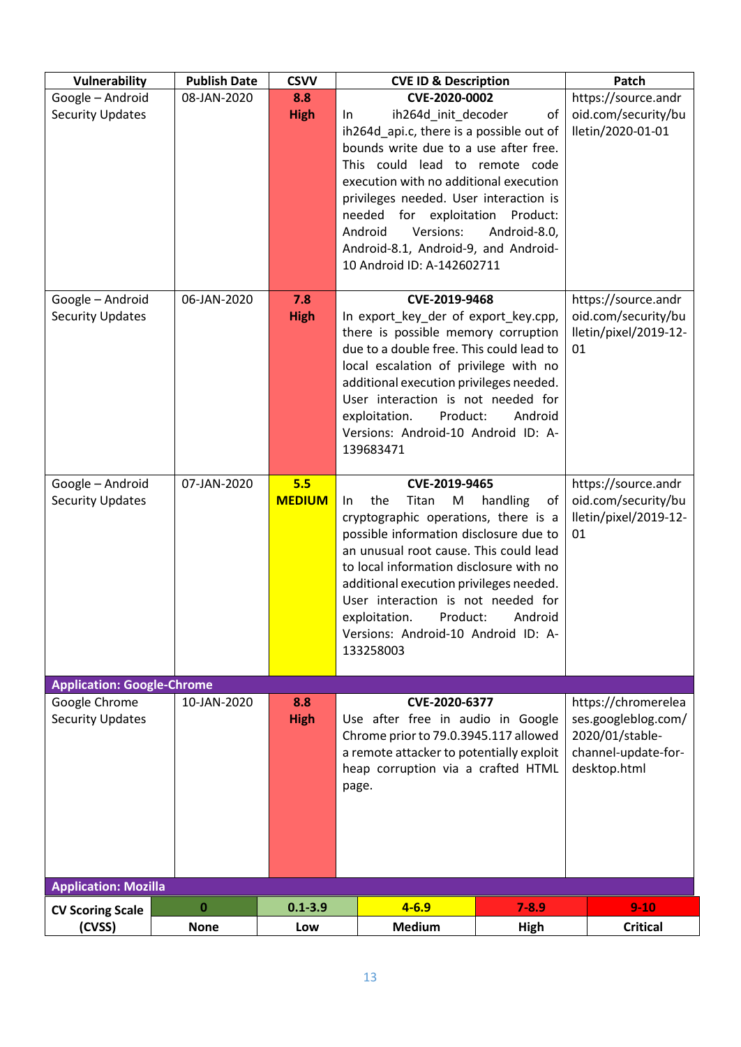| Vulnerability | Publish Date | CSVV | CVE ID & Description | Patch |
|---|---|---|---|---|
| Google – Android Security Updates | 08-JAN-2020 | **8.8 High** | **CVE-2020-0002** In ih264d_init_decoder of ih264d_api.c, there is a possible out of bounds write due to a use after free. This could lead to remote code execution with no additional execution privileges needed. User interaction is needed for exploitation Product: Android Versions: Android-8.0, Android-8.1, Android-9, and Android-10 Android ID: A-142602711 | https://source.android.com/security/bulletin/2020-01-01 |
| Google – Android Security Updates | 06-JAN-2020 | **7.8 High** | **CVE-2019-9468** In export_key_der of export_key.cpp, there is possible memory corruption due to a double free. This could lead to local escalation of privilege with no additional execution privileges needed. User interaction is not needed for exploitation. Product: Android Versions: Android-10 Android ID: A-139683471 | https://source.android.com/security/bulletin/pixel/2019-12-01 |
| Google – Android Security Updates | 07-JAN-2020 | **5.5 MEDIUM** | **CVE-2019-9465** In the Titan M handling of cryptographic operations, there is a possible information disclosure due to an unusual root cause. This could lead to local information disclosure with no additional execution privileges needed. User interaction is not needed for exploitation. Product: Android Versions: Android-10 Android ID: A-133258003 | https://source.android.com/security/bulletin/pixel/2019-12-01 |
| **Application: Google-Chrome** | | | | |
| Google Chrome Security Updates | 10-JAN-2020 | **8.8 High** | **CVE-2020-6377** Use after free in audio in Google Chrome prior to 79.0.3945.117 allowed a remote attacker to potentially exploit heap corruption via a crafted HTML page. | https://chromereleases.googleblog.com/2020/01/stable-channel-update-for-desktop.html |
| **Application: Mozilla** | | | | |

| CV Scoring Scale (CVSS) | 0 | 0.1-3.9 | 4-6.9 | 7-8.9 | 9-10 |
|---|---|---|---|---|---|
| | None | Low | Medium | High | Critical |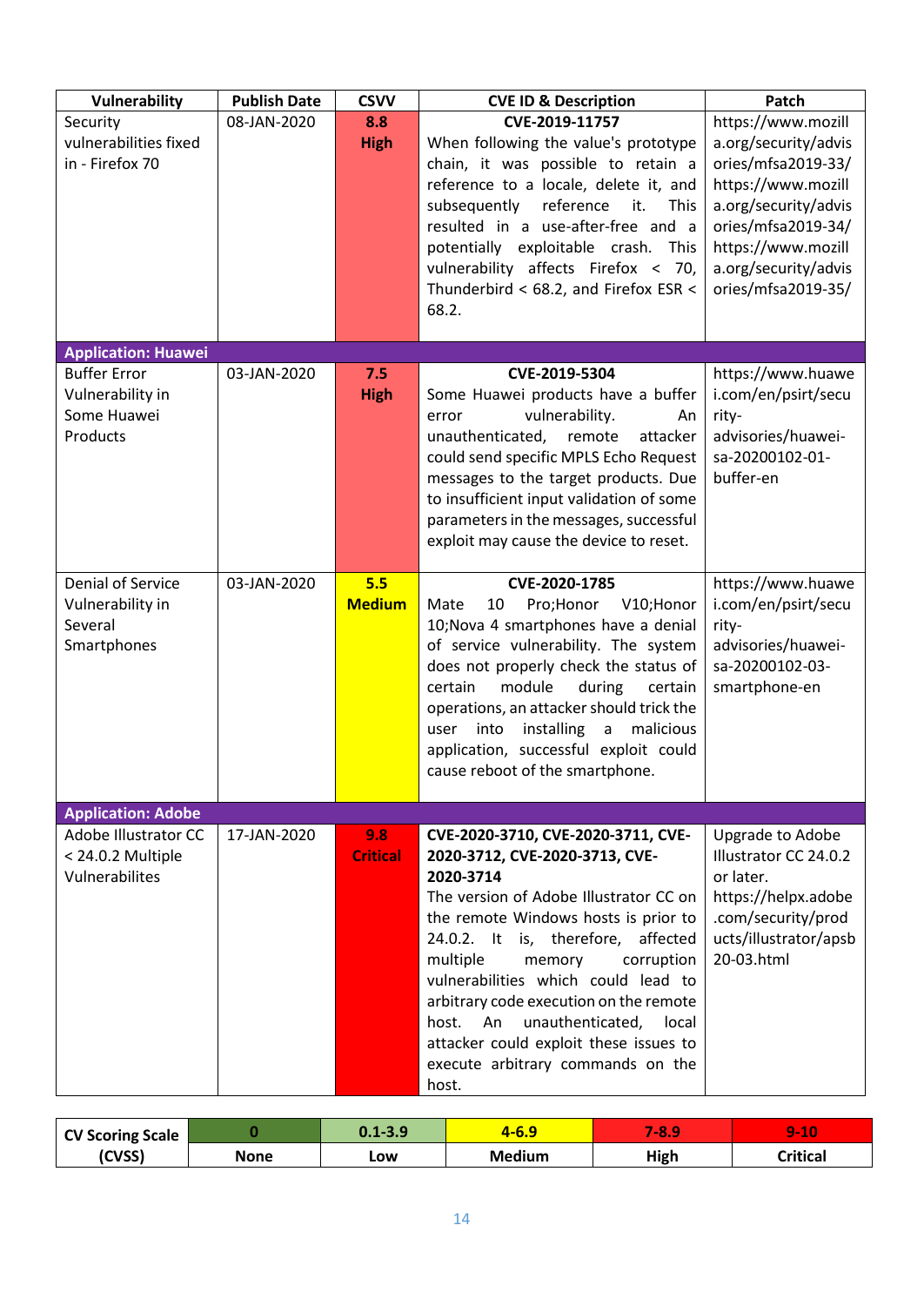| Vulnerability | Publish Date | CSVV | CVE ID & Description | Patch |
|---|---|---|---|---|
| Security vulnerabilities fixed in - Firefox 70 | 08-JAN-2020 | **8.8 High** | **CVE-2019-11757** When following the value's prototype chain, it was possible to retain a reference to a locale, delete it, and subsequently reference it. This resulted in a use-after-free and a potentially exploitable crash. This vulnerability affects Firefox < 70, Thunderbird < 68.2, and Firefox ESR < 68.2. | https://www.mozilla.org/security/advisories/mfsa2019-33/ https://www.mozilla.org/security/advisories/mfsa2019-34/ https://www.mozilla.org/security/advisories/mfsa2019-35/ |
| **Application: Huawei** | | | | |
| Buffer Error Vulnerability in Some Huawei Products | 03-JAN-2020 | **7.5 High** | **CVE-2019-5304** Some Huawei products have a buffer error vulnerability. An unauthenticated, remote attacker could send specific MPLS Echo Request messages to the target products. Due to insufficient input validation of some parameters in the messages, successful exploit may cause the device to reset. | https://www.huawei.com/en/psirt/security-advisories/huawei-sa-20200102-01-buffer-en |
| Denial of Service Vulnerability in Several Smartphones | 03-JAN-2020 | **5.5 Medium** | **CVE-2020-1785** Mate 10 Pro;Honor V10;Honor 10;Nova 4 smartphones have a denial of service vulnerability. The system does not properly check the status of certain module during certain operations, an attacker should trick the user into installing a malicious application, successful exploit could cause reboot of the smartphone. | https://www.huawei.com/en/psirt/security-advisories/huawei-sa-20200102-03-smartphone-en |
| **Application: Adobe** | | | | |
| Adobe Illustrator CC < 24.0.2 Multiple Vulnerabilites | 17-JAN-2020 | **9.8 Critical** | **CVE-2020-3710, CVE-2020-3711, CVE-2020-3712, CVE-2020-3713, CVE-2020-3714** The version of Adobe Illustrator CC on the remote Windows hosts is prior to 24.0.2. It is, therefore, affected multiple memory corruption vulnerabilities which could lead to arbitrary code execution on the remote host. An unauthenticated, local attacker could exploit these issues to execute arbitrary commands on the host. | Upgrade to Adobe Illustrator CC 24.0.2 or later. https://helpx.adobe.com/security/products/illustrator/apsb20-03.html |

| CV Scoring Scale (CVSS) | 0 | 0.1-3.9 | 4-6.9 | 7-8.9 | 9-10 |
|---|---|---|---|---|---|
| | None | Low | Medium | High | Critical |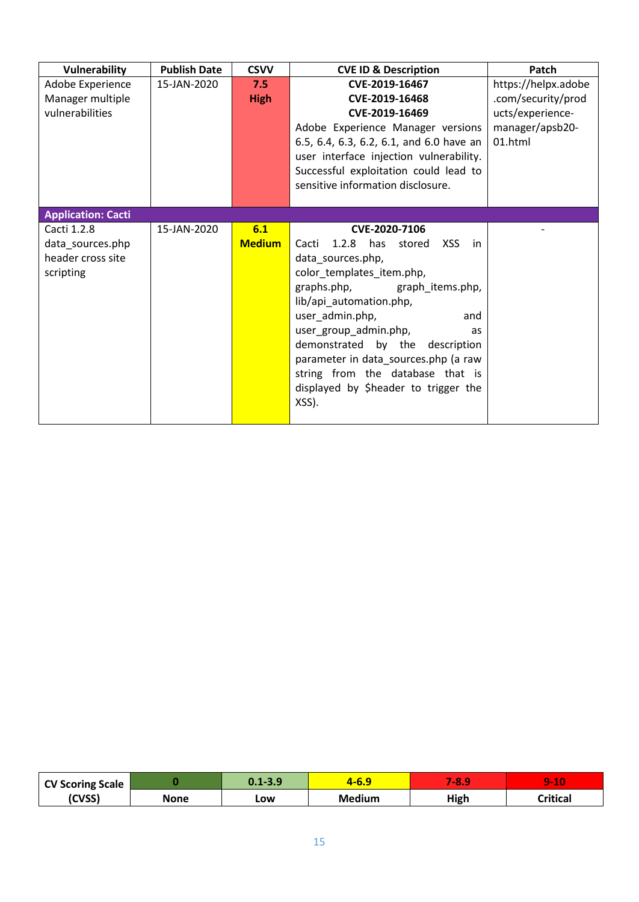| Vulnerability | Publish Date | CSVV | CVE ID & Description | Patch |
|---|---|---|---|---|
| Adobe Experience Manager multiple vulnerabilities | 15-JAN-2020 | **7.5 High** | **CVE-2019-16467** **CVE-2019-16468** **CVE-2019-16469** Adobe Experience Manager versions 6.5, 6.4, 6.3, 6.2, 6.1, and 6.0 have an user interface injection vulnerability. Successful exploitation could lead to sensitive information disclosure. | https://helpx.adobe.com/security/products/experience-manager/apsb20-01.html |
| **Application: Cacti** | | | | |
| Cacti 1.2.8 data_sources.php header cross site scripting | 15-JAN-2020 | **6.1 Medium** | **CVE-2020-7106** Cacti 1.2.8 has stored XSS in data_sources.php, color_templates_item.php, graphs.php, graph_items.php, lib/api_automation.php, user_admin.php, and user_group_admin.php, as demonstrated by the description parameter in data_sources.php (a raw string from the database that is displayed by $header to trigger the XSS). | - |

| CV Scoring Scale (CVSS) | 0 | 0.1-3.9 | 4-6.9 | 7-8.9 | 9-10 |
|---|---|---|---|---|---|
| | None | Low | Medium | High | Critical |